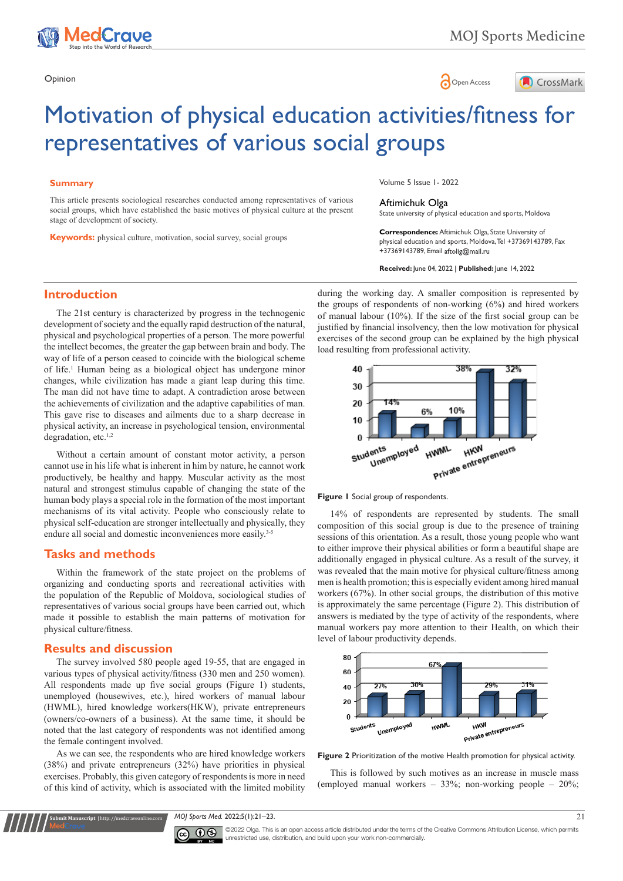Opinion

# Motivation of physical education activities/fitness for representatives of various social groups

Volume 5 Issue 1- 2022

Aftimichuk Olga

State university of physical education and sports, Moldova

**Correspondence:** Aftimichuk Olga, State University of physical education and sports, Moldova, Tel +37369143789, Fax +37369143789, Email aftolig@mail.ru

**Received:** June 04, 2022 | **Published:** June 14, 2022

## Summary

This article presents sociological researches conducted among representatives of various social groups, which have established the basic motives of physical culture at the present stage of development of society.

**Keywords:** physical culture, motivation, social survey, social groups

## Introduction

The 21st century is characterized by progress in the technogenic development of society and the equally rapid destruction of the natural, physical and psychological properties of a person. The more powerful the intellect becomes, the greater the gap between brain and body. The way of life of a person ceased to coincide with the biological scheme of life.[1] Human being as a biological object has undergone minor changes, while civilization has made a giant leap during this time. The man did not have time to adapt. A contradiction arose between the achievements of civilization and the adaptive capabilities of man. This gave rise to diseases and ailments due to a sharp decrease in physical activity, an increase in psychological tension, environmental degradation, etc.[1,2]

Without a certain amount of constant motor activity, a person cannot use in his life what is inherent in him by nature, he cannot work productively, be healthy and happy. Muscular activity as the most natural and strongest stimulus capable of changing the state of the human body plays a special role in the formation of the most important mechanisms of its vital activity. People who consciously relate to physical self-education are stronger intellectually and physically, they endure all social and domestic inconveniences more easily.[3-5]

## Tasks and methods

Within the framework of the state project on the problems of organizing and conducting sports and recreational activities with the population of the Republic of Moldova, sociological studies of representatives of various social groups have been carried out, which made it possible to establish the main patterns of motivation for physical culture/fitness.

## Results and discussion

The survey involved 580 people aged 19-55, that are engaged in various types of physical activity/fitness (330 men and 250 women). All respondents make up five social groups (Figure 1) students, unemployed (housewives, etc.), hired workers of manual labour (HWML), hired knowledge workers(HKW), private entrepreneurs (owners/co-owners of a business). At the same time, it should be noted that the last category of respondents was not identified among the female contingent involved.

As we can see, the respondents who are hired knowledge workers (38%) and private entrepreneurs (32%) have priorities in physical exercises. Probably, this given category of respondents is more in need of this kind of activity, which is associated with the limited mobility during the working day. A smaller composition is represented by the groups of respondents of non-working (6%) and hired workers of manual labour (10%). If the size of the first social group can be justified by financial insolvency, then the low motivation for physical exercises of the second group can be explained by the high physical load resulting from professional activity.

| Students | Unemployed | HWML | HKW | Private entrepreneurs |
|---|---|---|---|---|
| 14% | 6% | 10% | 38% | 32% |

**Figure 1** Social group of respondents.

14% of respondents are represented by students. The small composition of this social group is due to the presence of training sessions of this orientation. As a result, those young people who want to either improve their physical abilities or form a beautiful shape are additionally engaged in physical culture. As a result of the survey, it was revealed that the main motive for physical culture/fitness among men is health promotion; this is especially evident among hired manual workers (67%). In other social groups, the distribution of this motive is approximately the same percentage (Figure 2). This distribution of answers is mediated by the type of activity of the respondents, where manual workers pay more attention to their Health, on which their level of labour productivity depends.

| Students | Unemployed | HWML | HKW | Private entrepreneurs |
|---|---|---|---|---|
| 27% | 30% | 67% | 29% | 31% |

**Figure 2** Prioritization of the motive Health promotion for physical activity.

This is followed by such motives as an increase in muscle mass (employed manual workers – 33%; non-working people – 20%;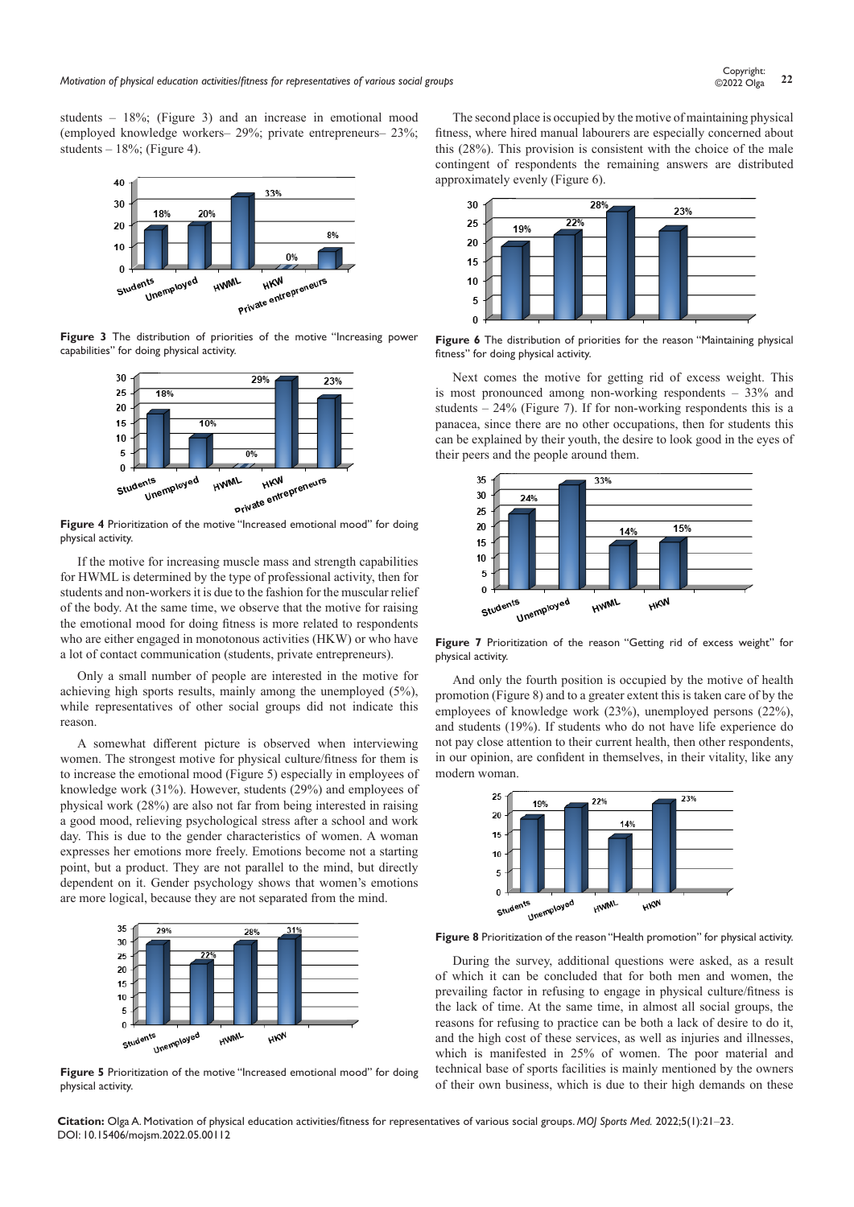students – 18%; (Figure 3) and an increase in emotional mood (employed knowledge workers– 29%; private entrepreneurs– 23%; students – 18%; (Figure 4).

**Figure 3** The distribution of priorities of the motive "Increasing power capabilities" for doing physical activity.

**Figure 4** Prioritization of the motive "Increased emotional mood" for doing physical activity.

If the motive for increasing muscle mass and strength capabilities for HWML is determined by the type of professional activity, then for students and non-workers it is due to the fashion for the muscular relief of the body. At the same time, we observe that the motive for raising the emotional mood for doing fitness is more related to respondents who are either engaged in monotonous activities (HKW) or who have a lot of contact communication (students, private entrepreneurs).

Only a small number of people are interested in the motive for achieving high sports results, mainly among the unemployed (5%), while representatives of other social groups did not indicate this reason.

A somewhat different picture is observed when interviewing women. The strongest motive for physical culture/fitness for them is to increase the emotional mood (Figure 5) especially in employees of knowledge work (31%). However, students (29%) and employees of physical work (28%) are also not far from being interested in raising a good mood, relieving psychological stress after a school and work day. This is due to the gender characteristics of women. A woman expresses her emotions more freely. Emotions become not a starting point, but a product. They are not parallel to the mind, but directly dependent on it. Gender psychology shows that women's emotions are more logical, because they are not separated from the mind.

**Figure 5** Prioritization of the motive "Increased emotional mood" for doing physical activity.

The second place is occupied by the motive of maintaining physical fitness, where hired manual labourers are especially concerned about this (28%). This provision is consistent with the choice of the male contingent of respondents the remaining answers are distributed approximately evenly (Figure 6).

**Figure 6** The distribution of priorities for the reason "Maintaining physical fitness" for doing physical activity.

Next comes the motive for getting rid of excess weight. This is most pronounced among non-working respondents – 33% and students – 24% (Figure 7). If for non-working respondents this is a panacea, since there are no other occupations, then for students this can be explained by their youth, the desire to look good in the eyes of their peers and the people around them.

**Figure 7** Prioritization of the reason "Getting rid of excess weight" for physical activity.

And only the fourth position is occupied by the motive of health promotion (Figure 8) and to a greater extent this is taken care of by the employees of knowledge work (23%), unemployed persons (22%), and students (19%). If students who do not have life experience do not pay close attention to their current health, then other respondents, in our opinion, are confident in themselves, in their vitality, like any modern woman.

**Figure 8** Prioritization of the reason "Health promotion" for physical activity.

During the survey, additional questions were asked, as a result of which it can be concluded that for both men and women, the prevailing factor in refusing to engage in physical culture/fitness is the lack of time. At the same time, in almost all social groups, the reasons for refusing to practice can be both a lack of desire to do it, and the high cost of these services, as well as injuries and illnesses, which is manifested in 25% of women. The poor material and technical base of sports facilities is mainly mentioned by the owners of their own business, which is due to their high demands on these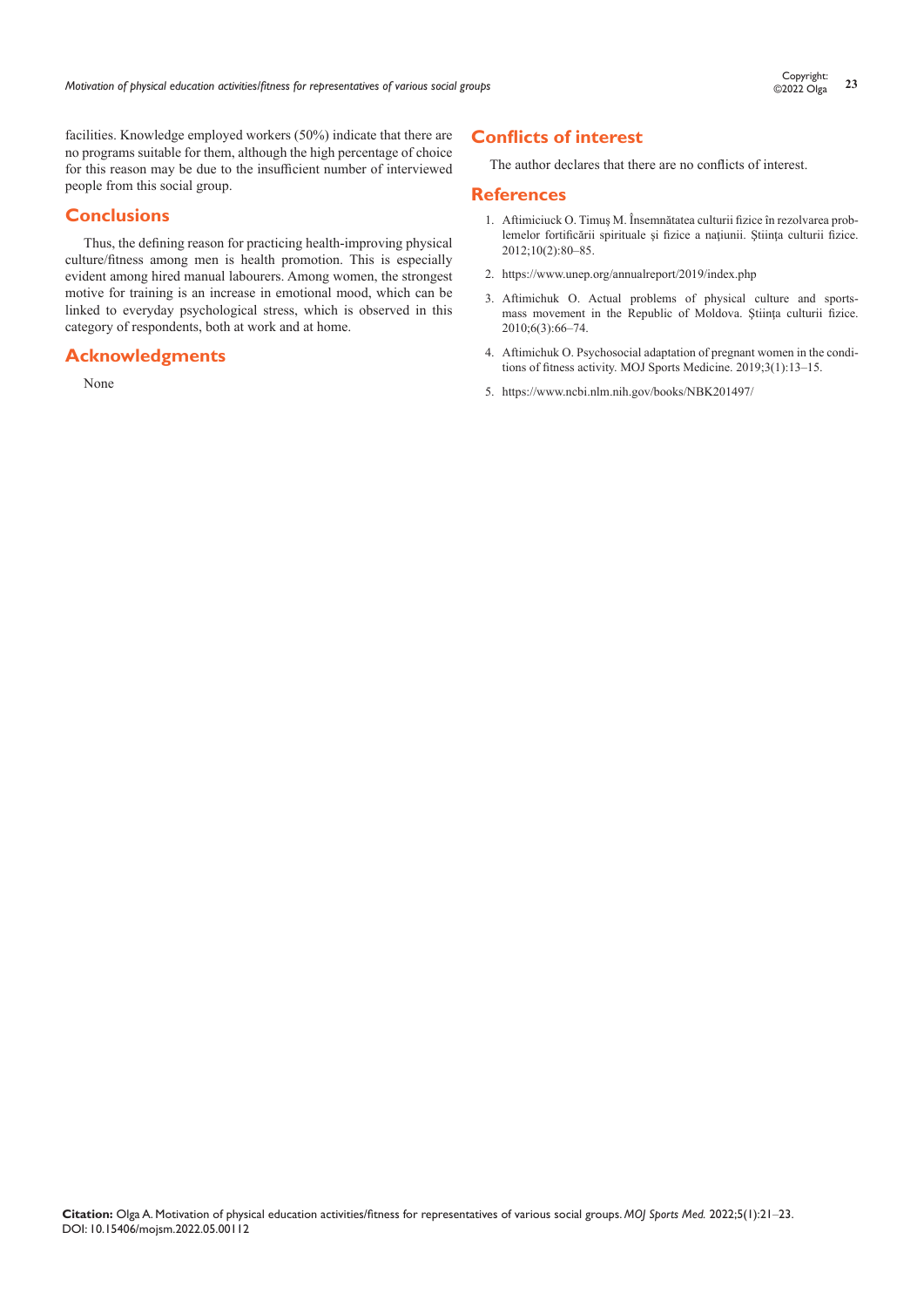facilities. Knowledge employed workers (50%) indicate that there are no programs suitable for them, although the high percentage of choice for this reason may be due to the insufficient number of interviewed people from this social group.

## Conclusions

Thus, the defining reason for practicing health-improving physical culture/fitness among men is health promotion. This is especially evident among hired manual labourers. Among women, the strongest motive for training is an increase in emotional mood, which can be linked to everyday psychological stress, which is observed in this category of respondents, both at work and at home.

## Acknowledgments

None

## Conflicts of interest

The author declares that there are no conflicts of interest.

## References

1. Aftimiciuck O. Timuş M. Însemnătatea culturii fizice în rezolvarea problemelor fortificării spirituale şi fizice a naţiunii. Ştiinţa culturii fizice. 2012;10(2):80–85.
2. https://www.unep.org/annualreport/2019/index.php
3. Aftimichuk O. Actual problems of physical culture and sports-mass movement in the Republic of Moldova. Ştiinţa culturii fizice. 2010;6(3):66–74.
4. Aftimichuk O. Psychosocial adaptation of pregnant women in the conditions of fitness activity. MOJ Sports Medicine. 2019;3(1):13–15.
5. https://www.ncbi.nlm.nih.gov/books/NBK201497/